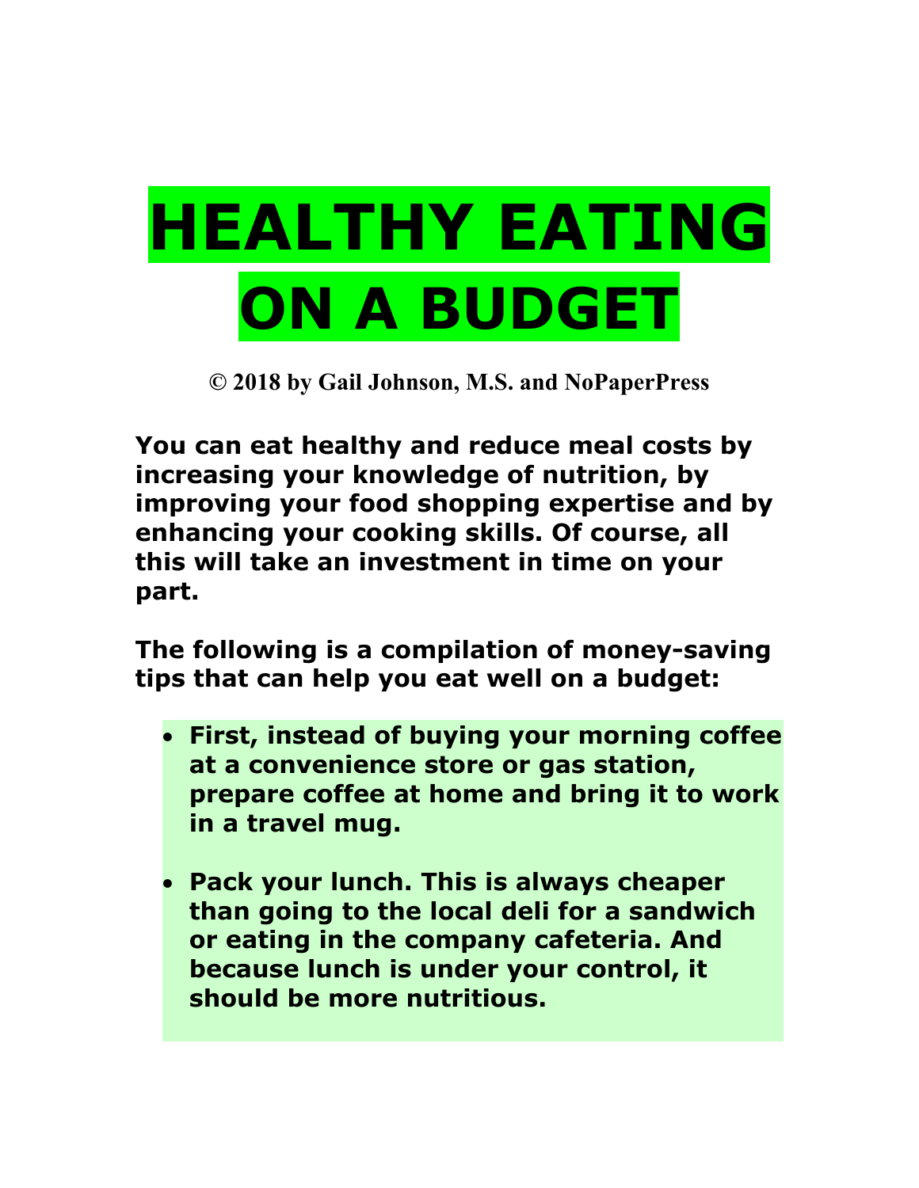# HEALTHY EATING ON A BUDGET

**© 2018 by Gail Johnson, M.S. and NoPaperPress**

**You can eat healthy and reduce meal costs by increasing your knowledge of nutrition, by improving your food shopping expertise and by enhancing your cooking skills. Of course, all this will take an investment in time on your part.**

**The following is a compilation of money-saving tips that can help you eat well on a budget:**

- **First, instead of buying your morning coffee at a convenience store or gas station, prepare coffee at home and bring it to work in a travel mug.**

- **Pack your lunch. This is always cheaper than going to the local deli for a sandwich or eating in the company cafeteria. And because lunch is under your control, it should be more nutritious.**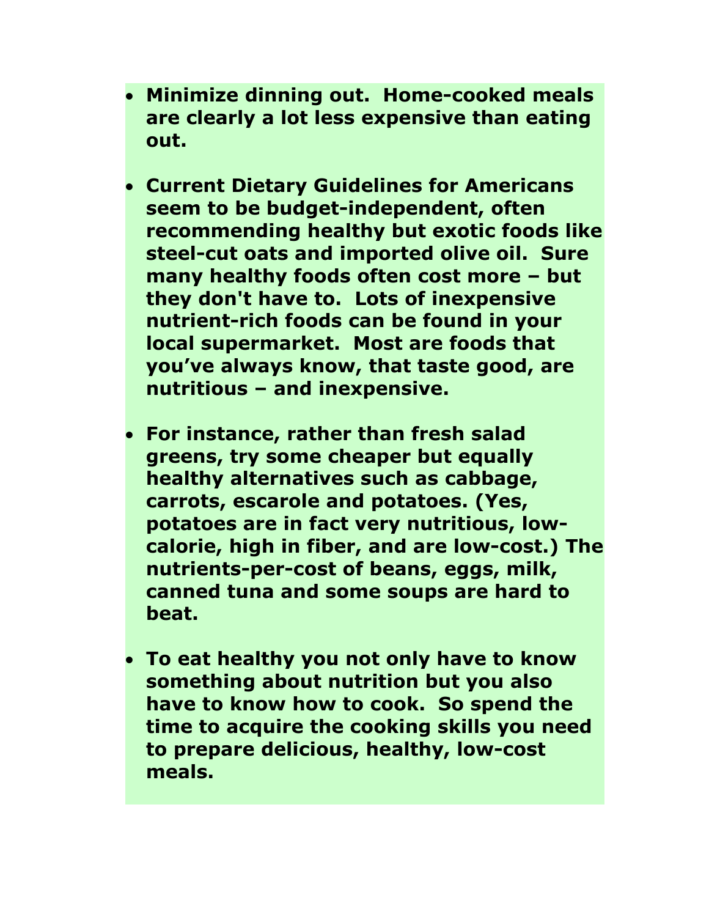- **Minimize dinning out. Home-cooked meals are clearly a lot less expensive than eating out.**

- **Current Dietary Guidelines for Americans seem to be budget-independent, often recommending healthy but exotic foods like steel-cut oats and imported olive oil. Sure many healthy foods often cost more – but they don't have to. Lots of inexpensive nutrient-rich foods can be found in your local supermarket. Most are foods that you've always know, that taste good, are nutritious – and inexpensive.**

- **For instance, rather than fresh salad greens, try some cheaper but equally healthy alternatives such as cabbage, carrots, escarole and potatoes. (Yes, potatoes are in fact very nutritious, low-calorie, high in fiber, and are low-cost.) The nutrients-per-cost of beans, eggs, milk, canned tuna and some soups are hard to beat.**

- **To eat healthy you not only have to know something about nutrition but you also have to know how to cook. So spend the time to acquire the cooking skills you need to prepare delicious, healthy, low-cost meals.**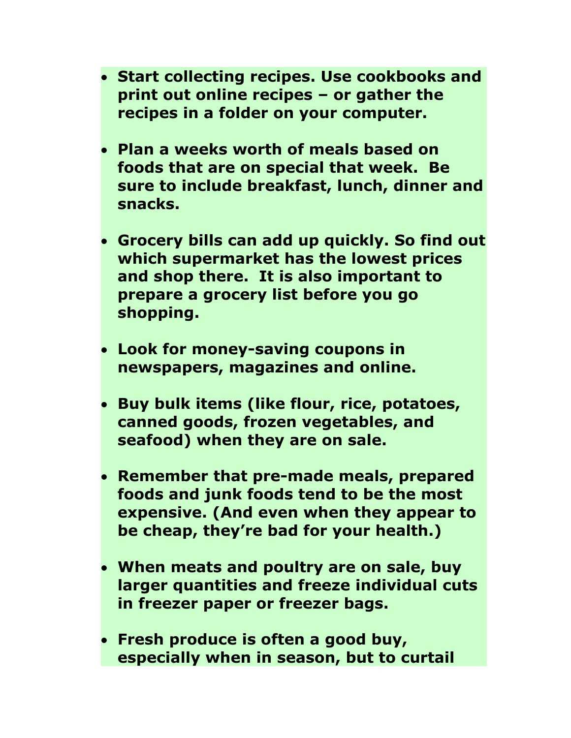- **Start collecting recipes. Use cookbooks and print out online recipes – or gather the recipes in a folder on your computer.**

- **Plan a weeks worth of meals based on foods that are on special that week. Be sure to include breakfast, lunch, dinner and snacks.**

- **Grocery bills can add up quickly. So find out which supermarket has the lowest prices and shop there. It is also important to prepare a grocery list before you go shopping.**

- **Look for money-saving coupons in newspapers, magazines and online.**

- **Buy bulk items (like flour, rice, potatoes, canned goods, frozen vegetables, and seafood) when they are on sale.**

- **Remember that pre-made meals, prepared foods and junk foods tend to be the most expensive. (And even when they appear to be cheap, they're bad for your health.)**

- **When meats and poultry are on sale, buy larger quantities and freeze individual cuts in freezer paper or freezer bags.**

- **Fresh produce is often a good buy, especially when in season, but to curtail**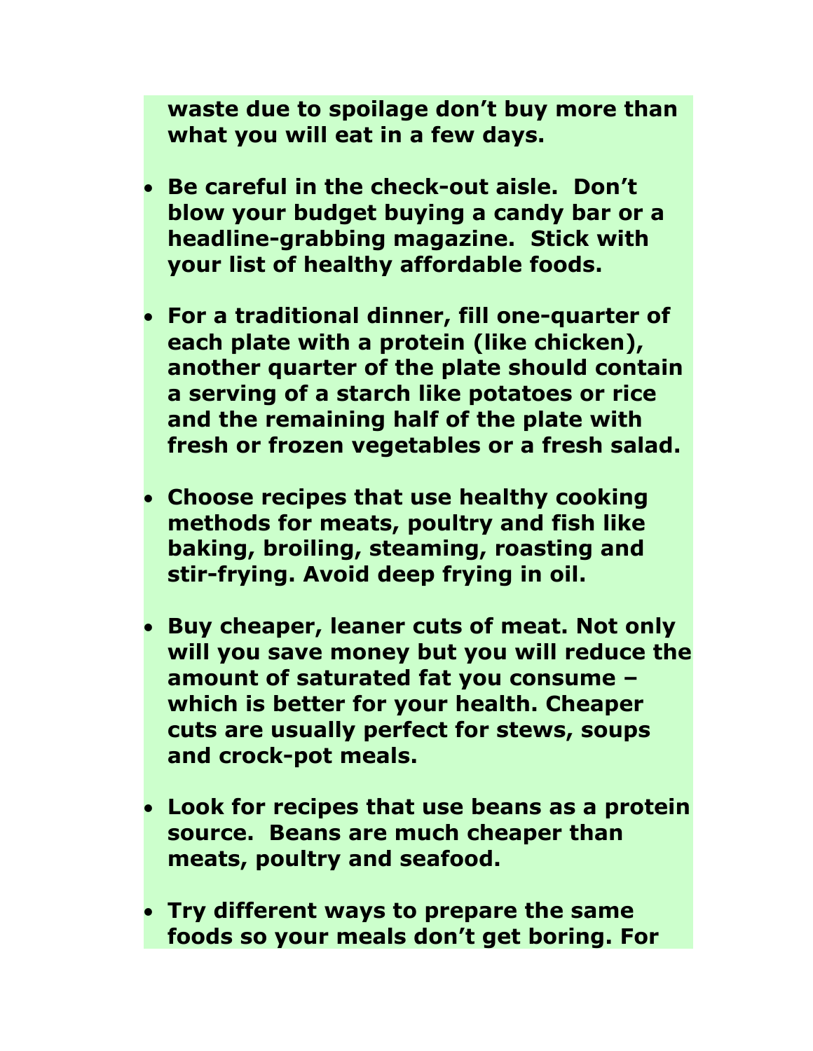**waste due to spoilage don't buy more than what you will eat in a few days.**

- **Be careful in the check-out aisle. Don't blow your budget buying a candy bar or a headline-grabbing magazine. Stick with your list of healthy affordable foods.**

- **For a traditional dinner, fill one-quarter of each plate with a protein (like chicken), another quarter of the plate should contain a serving of a starch like potatoes or rice and the remaining half of the plate with fresh or frozen vegetables or a fresh salad.**

- **Choose recipes that use healthy cooking methods for meats, poultry and fish like baking, broiling, steaming, roasting and stir-frying. Avoid deep frying in oil.**

- **Buy cheaper, leaner cuts of meat. Not only will you save money but you will reduce the amount of saturated fat you consume – which is better for your health. Cheaper cuts are usually perfect for stews, soups and crock-pot meals.**

- **Look for recipes that use beans as a protein source. Beans are much cheaper than meats, poultry and seafood.**

- **Try different ways to prepare the same foods so your meals don't get boring. For**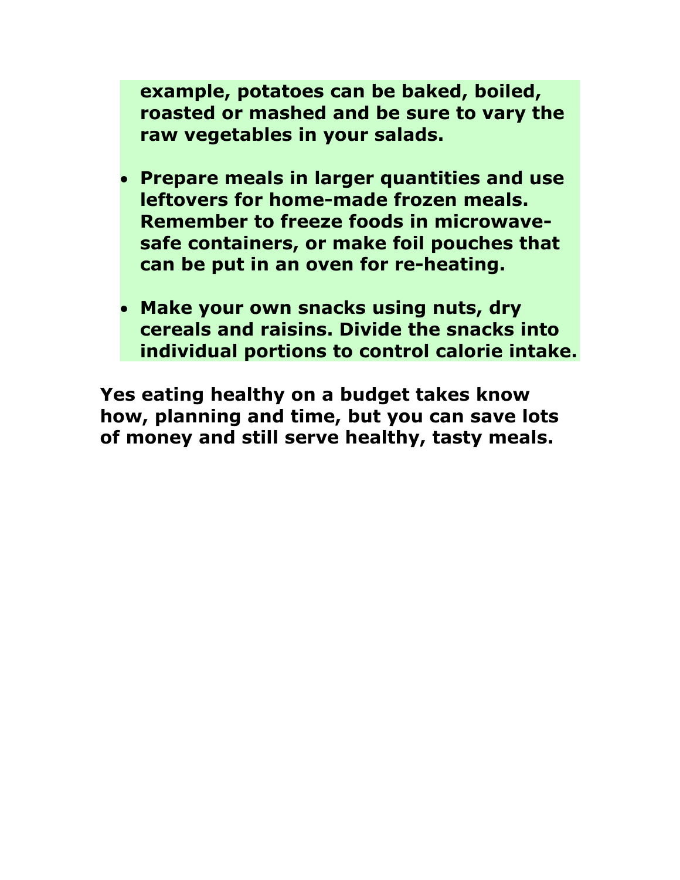**example, potatoes can be baked, boiled, roasted or mashed and be sure to vary the raw vegetables in your salads.**

- **Prepare meals in larger quantities and use leftovers for home-made frozen meals. Remember to freeze foods in microwave-safe containers, or make foil pouches that can be put in an oven for re-heating.**

- **Make your own snacks using nuts, dry cereals and raisins. Divide the snacks into individual portions to control calorie intake.**

**Yes eating healthy on a budget takes know how, planning and time, but you can save lots of money and still serve healthy, tasty meals.**